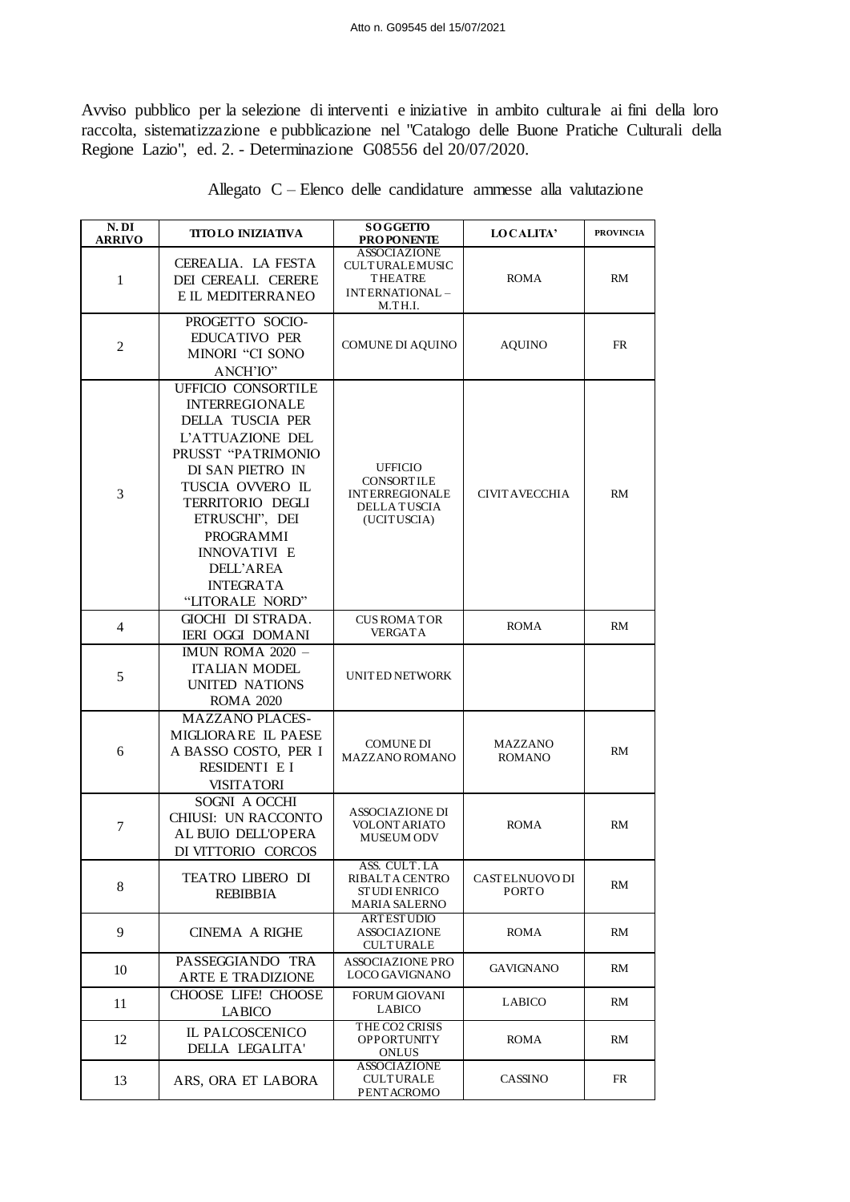Avviso pubblico per la selezione di interventi e iniziative in ambito culturale ai fini della loro raccolta, sistematizzazione e pubblicazione nel "Catalogo delle Buone Pratiche Culturali della Regione Lazio", ed. 2. - Determinazione G08556 del 20/07/2020.

Allegato C – Elenco delle candidature ammesse alla valutazione

| N. DI ARRIVO | TITOLO INIZIATIVA | SOGGETTO PROPONENTE | LOCALITA' | PROVINCIA |
|---|---|---|---|---|
| 1 | CEREALIA. LA FESTA DEI CEREALI. CERERE E IL MEDITERRANEO | ASSOCIAZIONE CULTURALE MUSIC THEATRE INTERNATIONAL – M.T.H.I. | ROMA | RM |
| 2 | PROGETTO SOCIO-EDUCATIVO PER MINORI "CI SONO ANCH'IO" | COMUNE DI AQUINO | AQUINO | FR |
| 3 | UFFICIO CONSORTILE INTERREGIONALE DELLA TUSCIA PER L'ATTUAZIONE DEL PRUSST "PATRIMONIO DI SAN PIETRO IN TUSCIA OVVERO IL TERRITORIO DEGLI ETRUSCHI", DEI PROGRAMMI INNOVATIVI E DELL'AREA INTEGRATA "LITORALE NORD" | UFFICIO CONSORTILE INTERREGIONALE DELLA TUSCIA (UCITUSCIA) | CIVITAVECCHIA | RM |
| 4 | GIOCHI DI STRADA. IERI OGGI DOMANI | CUS ROMA TOR VERGATA | ROMA | RM |
| 5 | IMUN ROMA 2020 – ITALIAN MODEL UNITED NATIONS ROMA 2020 | UNITED NETWORK | | |
| 6 | MAZZANO PLACES-MIGLIORARE IL PAESE A BASSO COSTO, PER I RESIDENTI E I VISITATORI | COMUNE DI MAZZANO ROMANO | MAZZANO ROMANO | RM |
| 7 | SOGNI A OCCHI CHIUSI: UN RACCONTO AL BUIO DELL'OPERA DI VITTORIO CORCOS | ASSOCIAZIONE DI VOLONTARIATO MUSEUM ODV | ROMA | RM |
| 8 | TEATRO LIBERO DI REBIBBIA | ASS. CULT. LA RIBALTA CENTRO STUDI ENRICO MARIA SALERNO | CASTELNUOVO DI PORTO | RM |
| 9 | CINEMA A RIGHE | ARTESTUDIO ASSOCIAZIONE CULTURALE | ROMA | RM |
| 10 | PASSEGGIANDO TRA ARTE E TRADIZIONE | ASSOCIAZIONE PRO LOCO GAVIGNANO | GAVIGNANO | RM |
| 11 | CHOOSE LIFE! CHOOSE LABICO | FORUM GIOVANI LABICO | LABICO | RM |
| 12 | IL PALCOSCENICO DELLA LEGALITA' | THE CO2 CRISIS OPPORTUNITY ONLUS | ROMA | RM |
| 13 | ARS, ORA ET LABORA | ASSOCIAZIONE CULTURALE PENTACROMO | CASSINO | FR |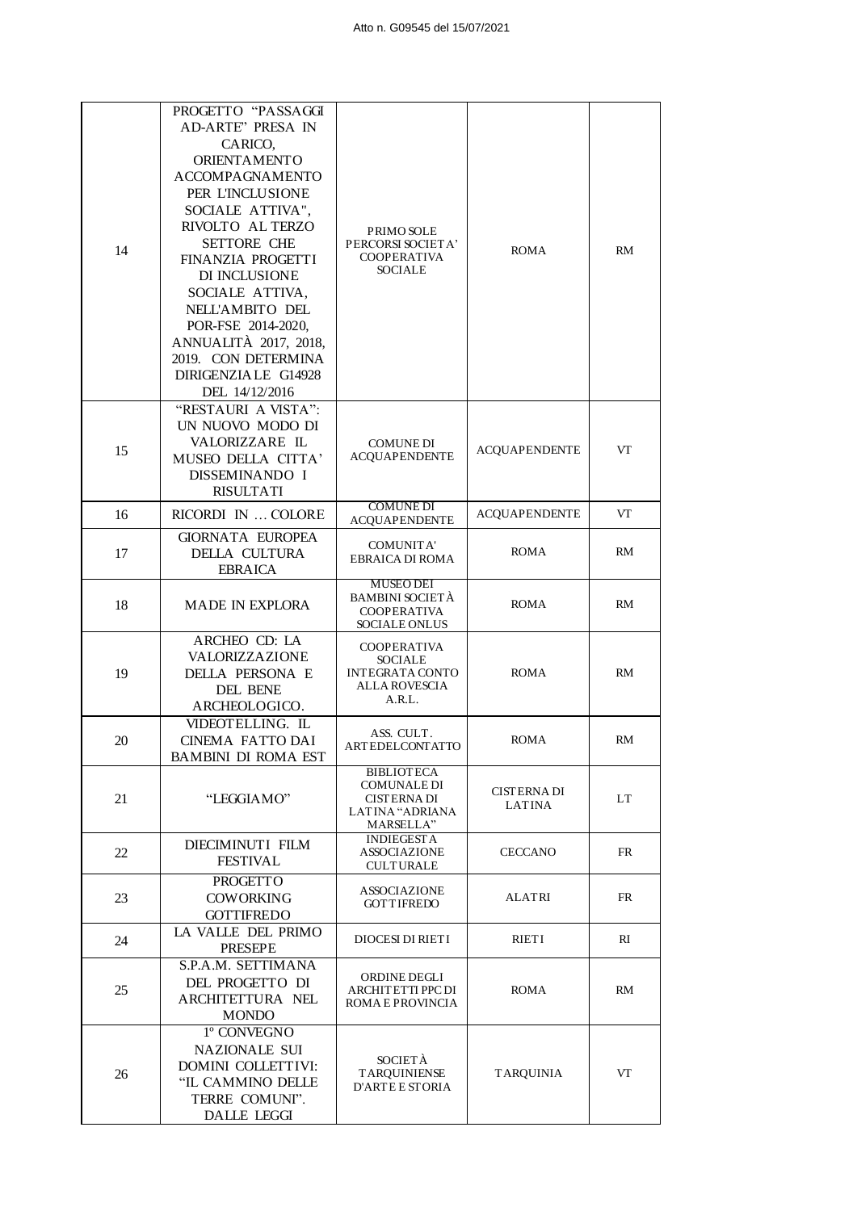| | | | | |
|---|---|---|---|---|
| 14 | PROGETTO "PASSAGGI AD-ARTE" PRESA IN CARICO, ORIENTAMENTO ACCOMPAGNAMENTO PER L'INCLUSIONE SOCIALE ATTIVA", RIVOLTO AL TERZO SETTORE CHE FINANZIA PROGETTI DI INCLUSIONE SOCIALE ATTIVA, NELL'AMBITO DEL POR-FSE 2014-2020, ANNUALITÀ 2017, 2018, 2019. CON DETERMINA DIRIGENZIALE G14928 DEL 14/12/2016 | PRIMO SOLE PERCORSI SOCIETA' COOPERATIVA SOCIALE | ROMA | RM |
| 15 | "RESTAURI A VISTA": UN NUOVO MODO DI VALORIZZARE IL MUSEO DELLA CITTA' DISSEMINANDO I RISULTATI | COMUNE DI ACQUAPENDENTE | ACQUAPENDENTE | VT |
| 16 | RICORDI IN … COLORE | COMUNE DI ACQUAPENDENTE | ACQUAPENDENTE | VT |
| 17 | GIORNATA EUROPEA DELLA CULTURA EBRAICA | COMUNITA' EBRAICA DI ROMA | ROMA | RM |
| 18 | MADE IN EXPLORA | MUSEO DEI BAMBINI SOCIETÀ COOPERATIVA SOCIALE ONLUS | ROMA | RM |
| 19 | ARCHEO CD: LA VALORIZZAZIONE DELLA PERSONA E DEL BENE ARCHEOLOGICO. | COOPERATIVA SOCIALE INTEGRATA CONTO ALLA ROVESCIA A.R.L. | ROMA | RM |
| 20 | VIDEOTELLING. IL CINEMA FATTO DAI BAMBINI DI ROMA EST | ASS. CULT. ARTEDELCONTATTO | ROMA | RM |
| 21 | "LEGGIAMO" | BIBLIOTECA COMUNALE DI CISTERNA DI LATINA "ADRIANA MARSELLA" | CISTERNA DI LATINA | LT |
| 22 | DIECIMINUTI FILM FESTIVAL | INDIEGESTA ASSOCIAZIONE CULTURALE | CECCANO | FR |
| 23 | PROGETTO COWORKING GOTTIFREDO | ASSOCIAZIONE GOTTIFREDO | ALATRI | FR |
| 24 | LA VALLE DEL PRIMO PRESEPE | DIOCESI DI RIETI | RIETI | RI |
| 25 | S.P.A.M. SETTIMANA DEL PROGETTO DI ARCHITETTURA NEL MONDO | ORDINE DEGLI ARCHITETTI PPC DI ROMA E PROVINCIA | ROMA | RM |
| 26 | 1° CONVEGNO NAZIONALE SUI DOMINI COLLETTIVI: "IL CAMMINO DELLE TERRE COMUNI". DALLE LEGGI | SOCIETÀ TARQUINIENSE D'ARTE E STORIA | TARQUINIA | VT |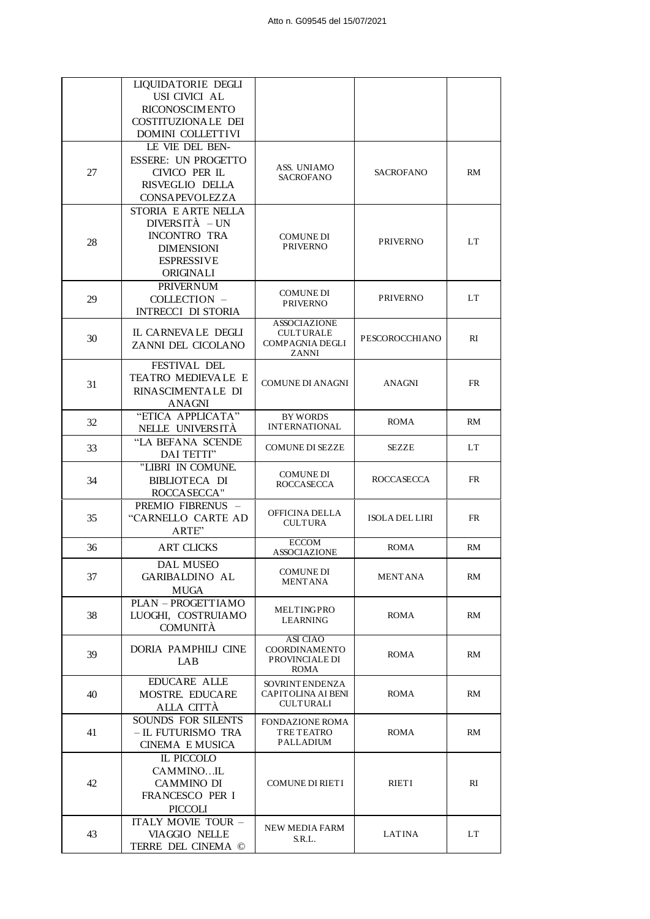| | | | | |
|---|---|---|---|---|
| | LIQUIDATORIE DEGLI USI CIVICI AL RICONOSCIMENTO COSTITUZIONALE DEI DOMINI COLLETTIVI | | | |
| 27 | LE VIE DEL BEN-ESSERE: UN PROGETTO CIVICO PER IL RISVEGLIO DELLA CONSAPEVOLEZZA | ASS. UNIAMO SACROFANO | SACROFANO | RM |
| 28 | STORIA E ARTE NELLA DIVERSITÀ – UN INCONTRO TRA DIMENSIONI ESPRESSIVE ORIGINALI | COMUNE DI PRIVERNO | PRIVERNO | LT |
| 29 | PRIVERNUM COLLECTION – INTRECCI DI STORIA | COMUNE DI PRIVERNO | PRIVERNO | LT |
| 30 | IL CARNEVALE DEGLI ZANNI DEL CICOLANO | ASSOCIAZIONE CULTURALE COMPAGNIA DEGLI ZANNI | PESCOROCCHIANO | RI |
| 31 | FESTIVAL DEL TEATRO MEDIEVALE E RINASCIMENTALE DI ANAGNI | COMUNE DI ANAGNI | ANAGNI | FR |
| 32 | "ETICA APPLICATA" NELLE UNIVERSITÀ | BY WORDS INTERNATIONAL | ROMA | RM |
| 33 | "LA BEFANA SCENDE DAI TETTI" | COMUNE DI SEZZE | SEZZE | LT |
| 34 | "LIBRI IN COMUNE. BIBLIOTECA DI ROCCASECCA" | COMUNE DI ROCCASECCA | ROCCASECCA | FR |
| 35 | PREMIO FIBRENUS – "CARNELLO CARTE AD ARTE" | OFFICINA DELLA CULTURA | ISOLA DEL LIRI | FR |
| 36 | ART CLICKS | ECCOM ASSOCIAZIONE | ROMA | RM |
| 37 | DAL MUSEO GARIBALDINO AL MUGA | COMUNE DI MENTANA | MENTANA | RM |
| 38 | PLAN – PROGETTIAMO LUOGHI, COSTRUIAMO COMUNITÀ | MELTINGPRO LEARNING | ROMA | RM |
| 39 | DORIA PAMPHILJ CINE LAB | ASI CIAO COORDINAMENTO PROVINCIALE DI ROMA | ROMA | RM |
| 40 | EDUCARE ALLE MOSTRE. EDUCARE ALLA CITTÀ | SOVRINTENDENZA CAPITOLINA AI BENI CULTURALI | ROMA | RM |
| 41 | SOUNDS FOR SILENTS – IL FUTURISMO TRA CINEMA E MUSICA | FONDAZIONE ROMA TRE TEATRO PALLADIUM | ROMA | RM |
| 42 | IL PICCOLO CAMMINO…IL CAMMINO DI FRANCESCO PER I PICCOLI | COMUNE DI RIETI | RIETI | RI |
| 43 | ITALY MOVIE TOUR – VIAGGIO NELLE TERRE DEL CINEMA © | NEW MEDIA FARM S.R.L. | LATINA | LT |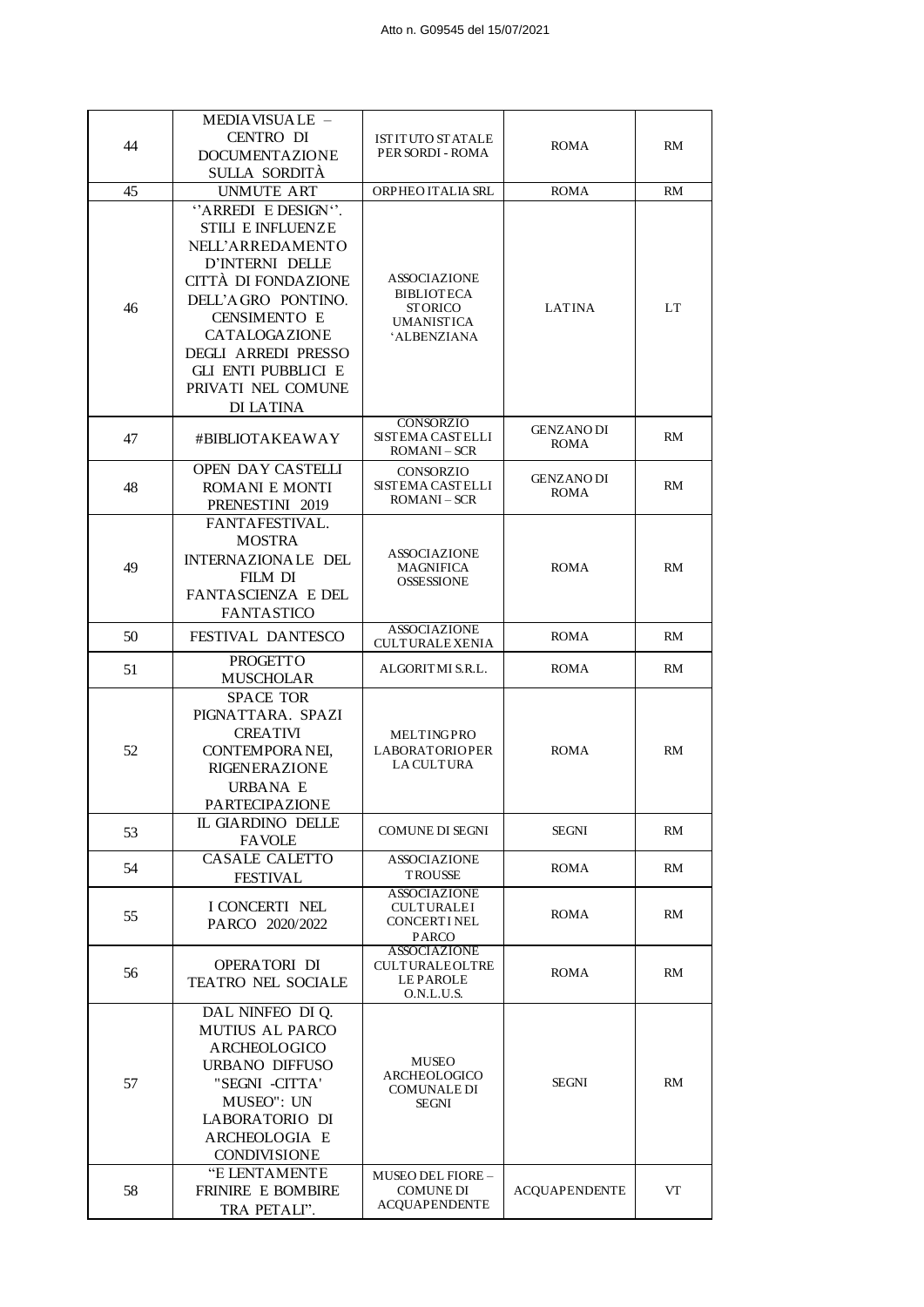| 44 | MEDIAVISUALE – CENTRO DI DOCUMENTAZIONE SULLA SORDITÀ | ISTITUTO STATALE PER SORDI - ROMA | ROMA | RM |
|---|---|---|---|---|
| 45 | UNMUTE ART | ORPHEO ITALIA SRL | ROMA | RM |
| 46 | ''ARREDI E DESIGN''. STILI E INFLUENZE NELL'ARREDAMENTO D'INTERNI DELLE CITTÀ DI FONDAZIONE DELL'AGRO PONTINO. CENSIMENTO E CATALOGAZIONE DEGLI ARREDI PRESSO GLI ENTI PUBBLICI E PRIVATI NEL COMUNE DI LATINA | ASSOCIAZIONE BIBLIOTECA STORICO UMANISTICA 'ALBENZIANA | LATINA | LT |
| 47 | #BIBLIOTAKEAWAY | CONSORZIO SISTEMA CASTELLI ROMANI – SCR | GENZANO DI ROMA | RM |
| 48 | OPEN DAY CASTELLI ROMANI E MONTI PRENESTINI 2019 | CONSORZIO SISTEMA CASTELLI ROMANI – SCR | GENZANO DI ROMA | RM |
| 49 | FANTAFESTIVAL. MOSTRA INTERNAZIONALE DEL FILM DI FANTASCIENZA E DEL FANTASTICO | ASSOCIAZIONE MAGNIFICA OSSESSIONE | ROMA | RM |
| 50 | FESTIVAL DANTESCO | ASSOCIAZIONE CULTURALE XENIA | ROMA | RM |
| 51 | PROGETTO MUSCHOLAR | ALGORITMI S.R.L. | ROMA | RM |
| 52 | SPACE TOR PIGNATTARA. SPAZI CREATIVI CONTEMPORANEI, RIGENERAZIONE URBANA E PARTECIPAZIONE | MELTINGPRO LABORATORIO PER LA CULTURA | ROMA | RM |
| 53 | IL GIARDINO DELLE FAVOLE | COMUNE DI SEGNI | SEGNI | RM |
| 54 | CASALE CALETTO FESTIVAL | ASSOCIAZIONE TROUSSE | ROMA | RM |
| 55 | I CONCERTI NEL PARCO 2020/2022 | ASSOCIAZIONE CULTURALE I CONCERTI NEL PARCO | ROMA | RM |
| 56 | OPERATORI DI TEATRO NEL SOCIALE | ASSOCIAZIONE CULTURALE OLTRE LE PAROLE O.N.L.U.S. | ROMA | RM |
| 57 | DAL NINFEO DI Q. MUTIUS AL PARCO ARCHEOLOGICO URBANO DIFFUSO "SEGNI -CITTA' MUSEO": UN LABORATORIO DI ARCHEOLOGIA E CONDIVISIONE | MUSEO ARCHEOLOGICO COMUNALE DI SEGNI | SEGNI | RM |
| 58 | "E LENTAMENTE FRINIRE E BOMBIRE TRA PETALI". | MUSEO DEL FIORE – COMUNE DI ACQUAPENDENTE | ACQUAPENDENTE | VT |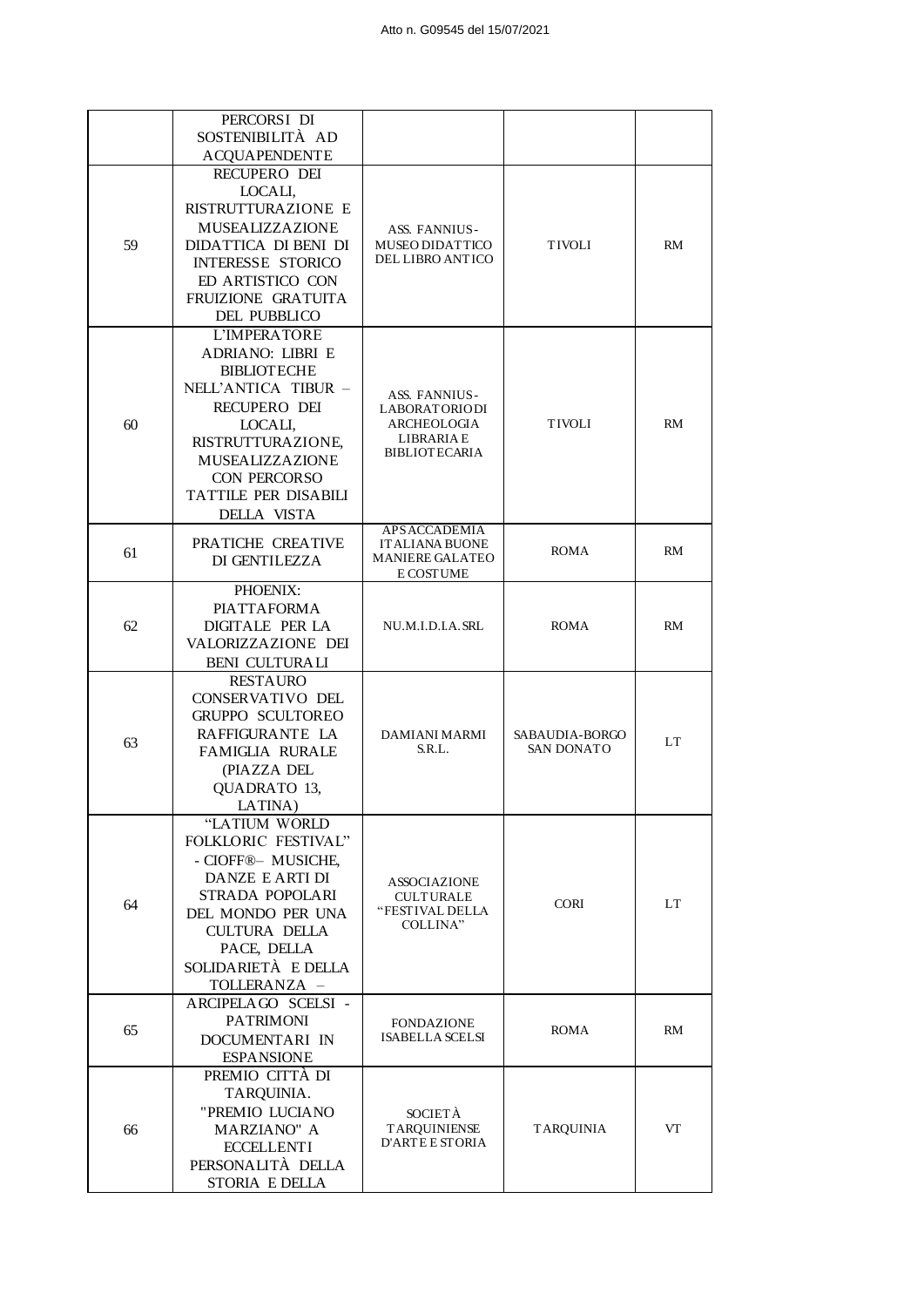|  |  |  |  |  |
|---|---|---|---|---|
|  | PERCORSI DI SOSTENIBILITÀ AD ACQUAPENDENTE |  |  |  |
| 59 | RECUPERO DEI LOCALI, RISTRUTTURAZIONE E MUSEALIZZAZIONE DIDATTICA DI BENI DI INTERESSE STORICO ED ARTISTICO CON FRUIZIONE GRATUITA DEL PUBBLICO | ASS. FANNIUS-MUSEO DIDATTICO DEL LIBRO ANTICO | TIVOLI | RM |
| 60 | L'IMPERATORE ADRIANO: LIBRI E BIBLIOTECHE NELL'ANTICA TIBUR – RECUPERO DEI LOCALI, RISTRUTTURAZIONE, MUSEALIZZAZIONE CON PERCORSO TATTILE PER DISABILI DELLA VISTA | ASS. FANNIUS-LABORATORIO DI ARCHEOLOGIA LIBRARIA E BIBLIOTECARIA | TIVOLI | RM |
| 61 | PRATICHE CREATIVE DI GENTILEZZA | APS ACCADEMIA ITALIANA BUONE MANIERE GALATEO E COSTUME | ROMA | RM |
| 62 | PHOENIX: PIATTAFORMA DIGITALE PER LA VALORIZZAZIONE DEI BENI CULTURALI | NU.M.I.D.I.A. SRL | ROMA | RM |
| 63 | RESTAURO CONSERVATIVO DEL GRUPPO SCULTOREO RAFFIGURANTE LA FAMIGLIA RURALE (PIAZZA DEL QUADRATO 13, LATINA) | DAMIANI MARMI S.R.L. | SABAUDIA-BORGO SAN DONATO | LT |
| 64 | "LATIUM WORLD FOLKLORIC FESTIVAL" - CIOFF®– MUSICHE, DANZE E ARTI DI STRADA POPOLARI DEL MONDO PER UNA CULTURA DELLA PACE, DELLA SOLIDARIETÀ E DELLA TOLLERANZA – | ASSOCIAZIONE CULTURALE "FESTIVAL DELLA COLLINA" | CORI | LT |
| 65 | ARCIPELAGO SCELSI - PATRIMONI DOCUMENTARI IN ESPANSIONE | FONDAZIONE ISABELLA SCELSI | ROMA | RM |
| 66 | PREMIO CITTÀ DI TARQUINIA. "PREMIO LUCIANO MARZIANO" A ECCELLENTI PERSONALITÀ DELLA STORIA E DELLA | SOCIETÀ TARQUINIENSE D'ARTE E STORIA | TARQUINIA | VT |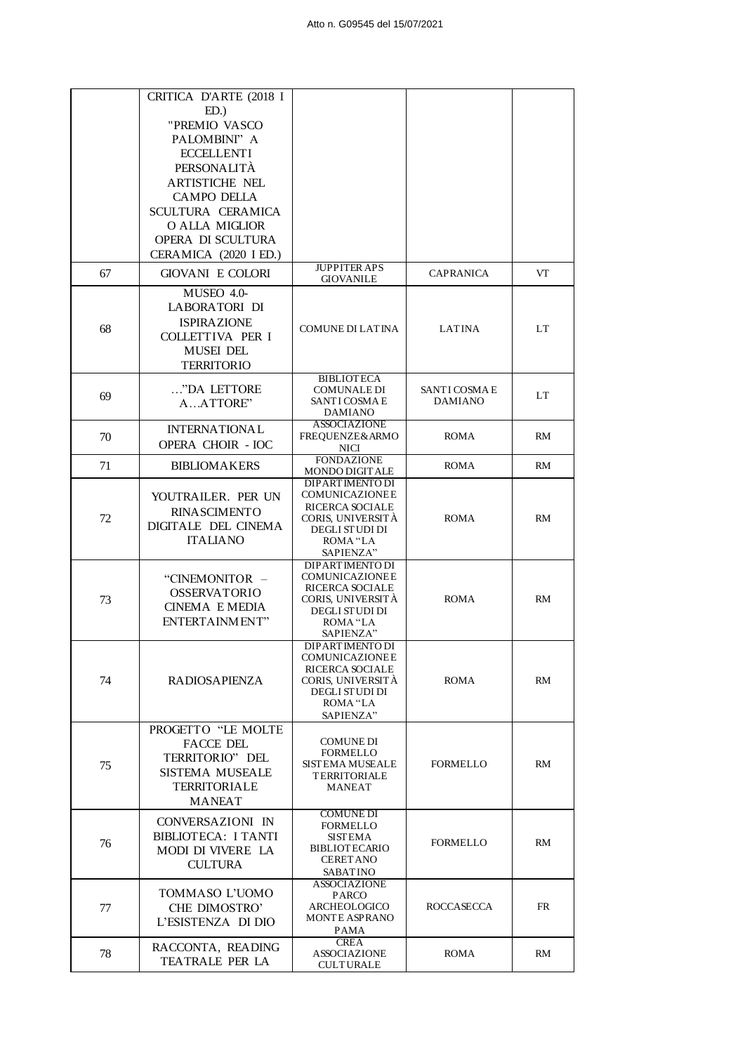| | | | | |
|---|---|---|---|---|
| | CRITICA D'ARTE (2018 I ED.) "PREMIO VASCO PALOMBINI" A ECCELLENTI PERSONALITÀ ARTISTICHE NEL CAMPO DELLA SCULTURA CERAMICA O ALLA MIGLIOR OPERA DI SCULTURA CERAMICA (2020 I ED.) | | | |
| 67 | GIOVANI E COLORI | JUPPITER APS GIOVANILE | CAPRANICA | VT |
| 68 | MUSEO 4.0- LABORATORI DI ISPIRAZIONE COLLETTIVA PER I MUSEI DEL TERRITORIO | COMUNE DI LATINA | LATINA | LT |
| 69 | …"DA LETTORE A…ATTORE" | BIBLIOTECA COMUNALE DI SANTI COSMA E DAMIANO | SANTI COSMA E DAMIANO | LT |
| 70 | INTERNATIONAL OPERA CHOIR - IOC | ASSOCIAZIONE FREQUENZE&ARMONICI | ROMA | RM |
| 71 | BIBLIOMAKERS | FONDAZIONE MONDO DIGITALE | ROMA | RM |
| 72 | YOUTRAILER. PER UN RINASCIMENTO DIGITALE DEL CINEMA ITALIANO | DIPARTIMENTO DI COMUNICAZIONE E RICERCA SOCIALE CORIS, UNIVERSITÀ DEGLI STUDI DI ROMA "LA SAPIENZA" | ROMA | RM |
| 73 | "CINEMONITOR – OSSERVATORIO CINEMA E MEDIA ENTERTAINMENT" | DIPARTIMENTO DI COMUNICAZIONE E RICERCA SOCIALE CORIS, UNIVERSITÀ DEGLI STUDI DI ROMA "LA SAPIENZA" | ROMA | RM |
| 74 | RADIOSAPIENZA | DIPARTIMENTO DI COMUNICAZIONE E RICERCA SOCIALE CORIS, UNIVERSITÀ DEGLI STUDI DI ROMA "LA SAPIENZA" | ROMA | RM |
| 75 | PROGETTO "LE MOLTE FACCE DEL TERRITORIO" DEL SISTEMA MUSEALE TERRITORIALE MANEAT | COMUNE DI FORMELLO SISTEMA MUSEALE TERRITORIALE MANEAT | FORMELLO | RM |
| 76 | CONVERSAZIONI IN BIBLIOTECA: I TANTI MODI DI VIVERE LA CULTURA | COMUNE DI FORMELLO SISTEMA BIBLIOTECARIO CERETANO SABATINO | FORMELLO | RM |
| 77 | TOMMASO L'UOMO CHE DIMOSTRO' L'ESISTENZA DI DIO | ASSOCIAZIONE PARCO ARCHEOLOGICO MONTE ASPRANO PAMA | ROCCASECCA | FR |
| 78 | RACCONTA, READING TEATRALE PER LA | CREA ASSOCIAZIONE CULTURALE | ROMA | RM |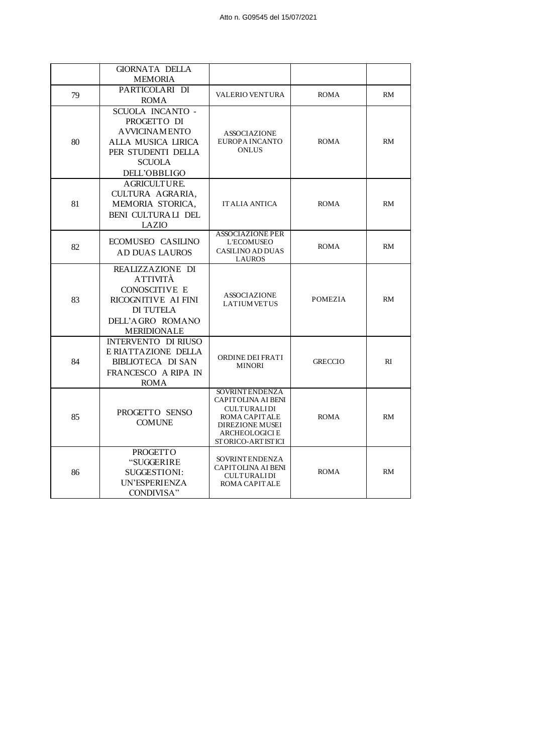| | | | | |
|---|---|---|---|---|
| | GIORNATA DELLA MEMORIA | | | |
| 79 | PARTICOLARI DI ROMA | VALERIO VENTURA | ROMA | RM |
| 80 | SCUOLA INCANTO - PROGETTO DI AVVICINAMENTO ALLA MUSICA LIRICA PER STUDENTI DELLA SCUOLA DELL'OBBLIGO | ASSOCIAZIONE EUROPA INCANTO ONLUS | ROMA | RM |
| 81 | AGRICULTURE. CULTURA AGRARIA, MEMORIA STORICA, BENI CULTURALI DEL LAZIO | ITALIA ANTICA | ROMA | RM |
| 82 | ECOMUSEO CASILINO AD DUAS LAUROS | ASSOCIAZIONE PER L'ECOMUSEO CASILINO AD DUAS LAUROS | ROMA | RM |
| 83 | REALIZZAZIONE DI ATTIVITÀ CONOSCITIVE E RICOGNITIVE AI FINI DI TUTELA DELL'AGRO ROMANO MERIDIONALE | ASSOCIAZIONE LATIUM VETUS | POMEZIA | RM |
| 84 | INTERVENTO DI RIUSO E RIATTAZIONE DELLA BIBLIOTECA DI SAN FRANCESCO A RIPA IN ROMA | ORDINE DEI FRATI MINORI | GRECCIO | RI |
| 85 | PROGETTO SENSO COMUNE | SOVRINTENDENZA CAPITOLINA AI BENI CULTURALI DI ROMA CAPITALE DIREZIONE MUSEI ARCHEOLOGICI E STORICO-ARTISTICI | ROMA | RM |
| 86 | PROGETTO "SUGGERIRE SUGGESTIONI: UN'ESPERIENZA CONDIVISA" | SOVRINTENDENZA CAPITOLINA AI BENI CULTURALI DI ROMA CAPITALE | ROMA | RM |